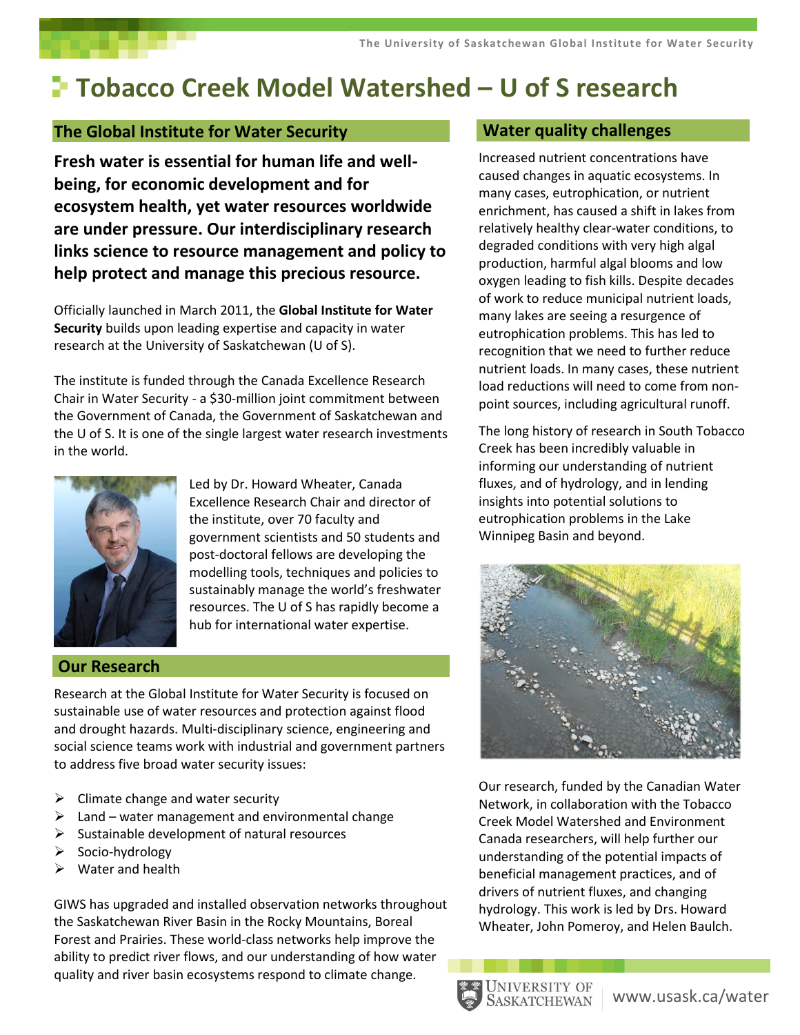# Tobacco Creek Model Watershed – U of S research

## The Global Institute for Water Security

**Fresh water is essential for human life and well-being, for economic development and for ecosystem health, yet water resources worldwide are under pressure. Our interdisciplinary research links science to resource management and policy to help protect and manage this precious resource.**

Officially launched in March 2011, the **Global Institute for Water Security** builds upon leading expertise and capacity in water research at the University of Saskatchewan (U of S).

The institute is funded through the Canada Excellence Research Chair in Water Security - a $30-million joint commitment between the Government of Canada, the Government of Saskatchewan and the U of S. It is one of the single largest water research investments in the world.

Led by Dr. Howard Wheater, Canada Excellence Research Chair and director of the institute, over 70 faculty and government scientists and 50 students and post-doctoral fellows are developing the modelling tools, techniques and policies to sustainably manage the world's freshwater resources. The U of S has rapidly become a hub for international water expertise.

## Our Research

Research at the Global Institute for Water Security is focused on sustainable use of water resources and protection against flood and drought hazards. Multi-disciplinary science, engineering and social science teams work with industrial and government partners to address five broad water security issues:

- Climate change and water security
- Land – water management and environmental change
- Sustainable development of natural resources
- Socio-hydrology
- Water and health

GIWS has upgraded and installed observation networks throughout the Saskatchewan River Basin in the Rocky Mountains, Boreal Forest and Prairies. These world-class networks help improve the ability to predict river flows, and our understanding of how water quality and river basin ecosystems respond to climate change.

## Water quality challenges

Increased nutrient concentrations have caused changes in aquatic ecosystems. In many cases, eutrophication, or nutrient enrichment, has caused a shift in lakes from relatively healthy clear-water conditions, to degraded conditions with very high algal production, harmful algal blooms and low oxygen leading to fish kills. Despite decades of work to reduce municipal nutrient loads, many lakes are seeing a resurgence of eutrophication problems. This has led to recognition that we need to further reduce nutrient loads. In many cases, these nutrient load reductions will need to come from non-point sources, including agricultural runoff.

The long history of research in South Tobacco Creek has been incredibly valuable in informing our understanding of nutrient fluxes, and of hydrology, and in lending insights into potential solutions to eutrophication problems in the Lake Winnipeg Basin and beyond.

Our research, funded by the Canadian Water Network, in collaboration with the Tobacco Creek Model Watershed and Environment Canada researchers, will help further our understanding of the potential impacts of beneficial management practices, and of drivers of nutrient fluxes, and changing hydrology. This work is led by Drs. Howard Wheater, John Pomeroy, and Helen Baulch.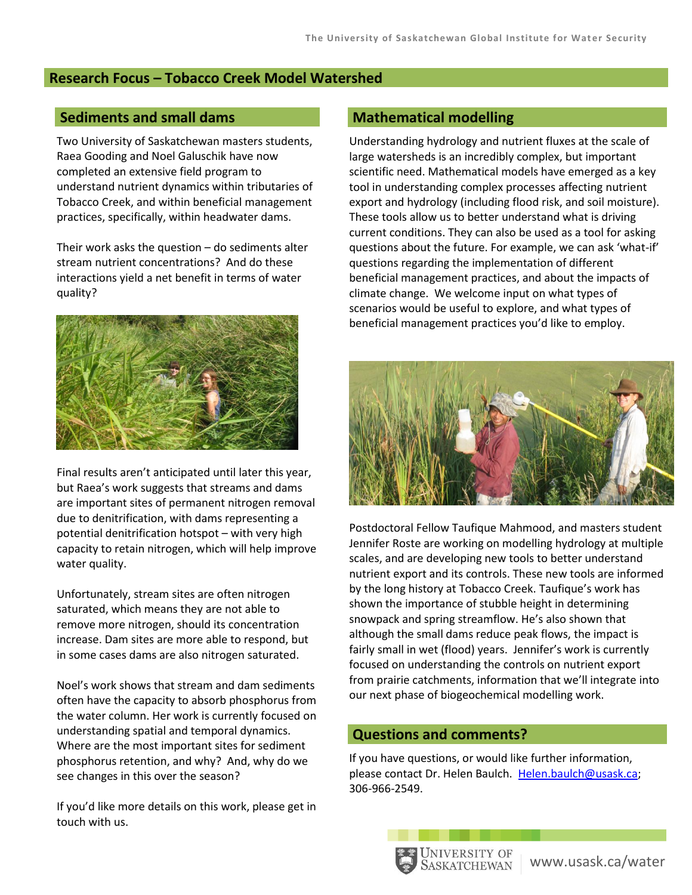## Research Focus – Tobacco Creek Model Watershed

### Sediments and small dams

Two University of Saskatchewan masters students, Raea Gooding and Noel Galuschik have now completed an extensive field program to understand nutrient dynamics within tributaries of Tobacco Creek, and within beneficial management practices, specifically, within headwater dams.

Their work asks the question – do sediments alter stream nutrient concentrations? And do these interactions yield a net benefit in terms of water quality?

Final results aren't anticipated until later this year, but Raea's work suggests that streams and dams are important sites of permanent nitrogen removal due to denitrification, with dams representing a potential denitrification hotspot – with very high capacity to retain nitrogen, which will help improve water quality.

Unfortunately, stream sites are often nitrogen saturated, which means they are not able to remove more nitrogen, should its concentration increase. Dam sites are more able to respond, but in some cases dams are also nitrogen saturated.

Noel's work shows that stream and dam sediments often have the capacity to absorb phosphorus from the water column. Her work is currently focused on understanding spatial and temporal dynamics. Where are the most important sites for sediment phosphorus retention, and why? And, why do we see changes in this over the season?

If you'd like more details on this work, please get in touch with us.

### Mathematical modelling

Understanding hydrology and nutrient fluxes at the scale of large watersheds is an incredibly complex, but important scientific need. Mathematical models have emerged as a key tool in understanding complex processes affecting nutrient export and hydrology (including flood risk, and soil moisture). These tools allow us to better understand what is driving current conditions. They can also be used as a tool for asking questions about the future. For example, we can ask 'what-if' questions regarding the implementation of different beneficial management practices, and about the impacts of climate change. We welcome input on what types of scenarios would be useful to explore, and what types of beneficial management practices you'd like to employ.

Postdoctoral Fellow Taufique Mahmood, and masters student Jennifer Roste are working on modelling hydrology at multiple scales, and are developing new tools to better understand nutrient export and its controls. These new tools are informed by the long history at Tobacco Creek. Taufique's work has shown the importance of stubble height in determining snowpack and spring streamflow. He's also shown that although the small dams reduce peak flows, the impact is fairly small in wet (flood) years. Jennifer's work is currently focused on understanding the controls on nutrient export from prairie catchments, information that we'll integrate into our next phase of biogeochemical modelling work.

### Questions and comments?

If you have questions, or would like further information, please contact Dr. Helen Baulch. Helen.baulch@usask.ca; 306-966-2549.

University of Saskatchewan | www.usask.ca/water